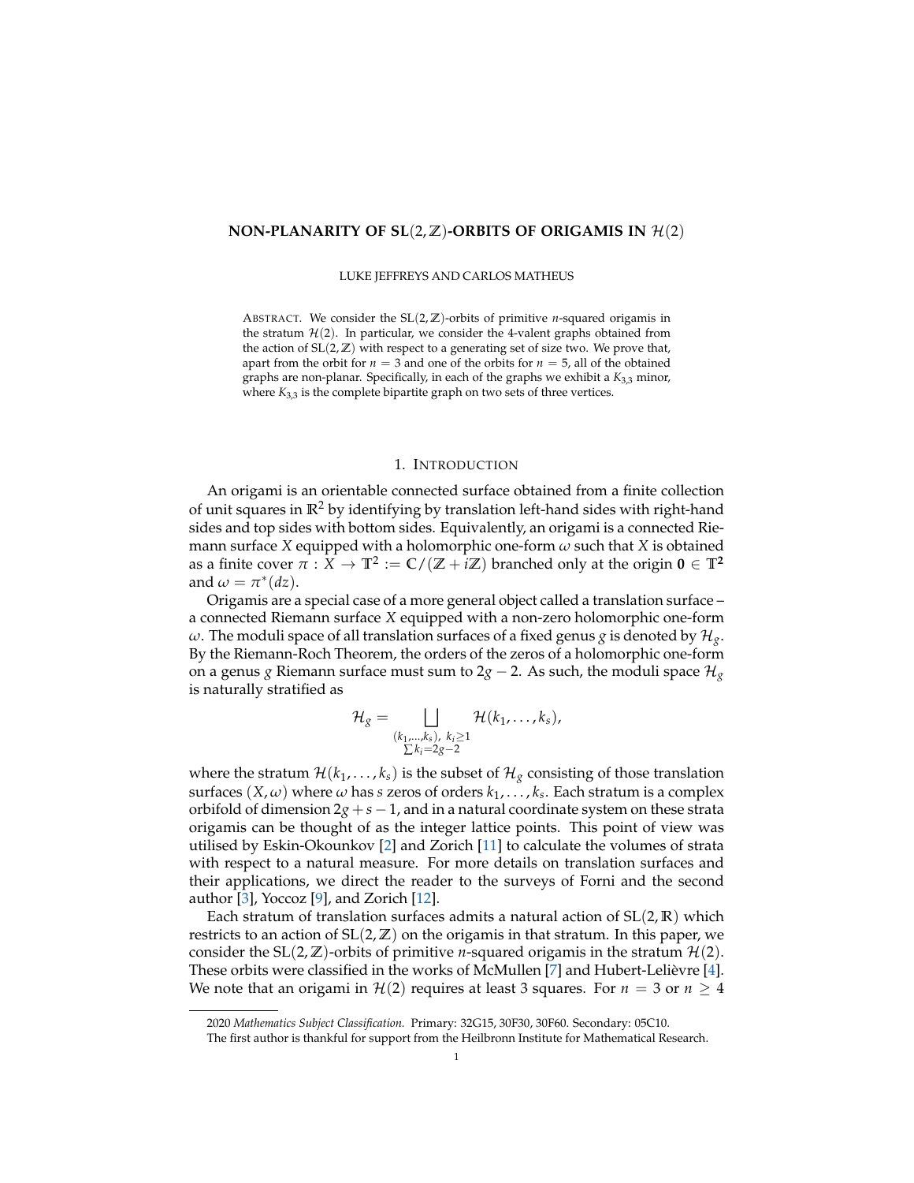# NON-PLANARITY OF SL$(2,\mathbb{Z})$-ORBITS OF ORIGAMIS IN $\mathcal{H}(2)$

LUKE JEFFREYS AND CARLOS MATHEUS

ABSTRACT. We consider the SL$(2,\mathbb{Z})$-orbits of primitive $n$-squared origamis in the stratum $\mathcal{H}(2)$. In particular, we consider the 4-valent graphs obtained from the action of SL$(2,\mathbb{Z})$ with respect to a generating set of size two. We prove that, apart from the orbit for $n = 3$ and one of the orbits for $n = 5$, all of the obtained graphs are non-planar. Specifically, in each of the graphs we exhibit a $K_{3,3}$ minor, where $K_{3,3}$ is the complete bipartite graph on two sets of three vertices.

## 1. INTRODUCTION

An origami is an orientable connected surface obtained from a finite collection of unit squares in $\mathbb{R}^2$ by identifying by translation left-hand sides with right-hand sides and top sides with bottom sides. Equivalently, an origami is a connected Riemann surface $X$ equipped with a holomorphic one-form $\omega$ such that $X$ is obtained as a finite cover $\pi : X \to \mathbb{T}^2 := \mathbb{C}/(\mathbb{Z} + i\mathbb{Z})$ branched only at the origin $\mathbf{0} \in \mathbb{T}^2$ and $\omega = \pi^*(dz)$.

Origamis are a special case of a more general object called a translation surface – a connected Riemann surface $X$ equipped with a non-zero holomorphic one-form $\omega$. The moduli space of all translation surfaces of a fixed genus $g$ is denoted by $\mathcal{H}_g$. By the Riemann-Roch Theorem, the orders of the zeros of a holomorphic one-form on a genus $g$ Riemann surface must sum to $2g - 2$. As such, the moduli space $\mathcal{H}_g$ is naturally stratified as

$$\mathcal{H}_g = \bigsqcup_{\substack{(k_1,\ldots,k_s),\ k_i \geq 1 \\ \sum k_i = 2g-2}} \mathcal{H}(k_1, \ldots, k_s),$$

where the stratum $\mathcal{H}(k_1, \ldots, k_s)$ is the subset of $\mathcal{H}_g$ consisting of those translation surfaces $(X, \omega)$ where $\omega$ has $s$ zeros of orders $k_1, \ldots, k_s$. Each stratum is a complex orbifold of dimension $2g + s - 1$, and in a natural coordinate system on these strata origamis can be thought of as the integer lattice points. This point of view was utilised by Eskin-Okounkov [2] and Zorich [11] to calculate the volumes of strata with respect to a natural measure. For more details on translation surfaces and their applications, we direct the reader to the surveys of Forni and the second author [3], Yoccoz [9], and Zorich [12].

Each stratum of translation surfaces admits a natural action of SL$(2,\mathbb{R})$ which restricts to an action of SL$(2,\mathbb{Z})$ on the origamis in that stratum. In this paper, we consider the SL$(2,\mathbb{Z})$-orbits of primitive $n$-squared origamis in the stratum $\mathcal{H}(2)$. These orbits were classified in the works of McMullen [7] and Hubert-Lelièvre [4]. We note that an origami in $\mathcal{H}(2)$ requires at least 3 squares. For $n = 3$ or $n \geq 4$

---

2020 *Mathematics Subject Classification.* Primary: 32G15, 30F30, 30F60. Secondary: 05C10.

The first author is thankful for support from the Heilbronn Institute for Mathematical Research.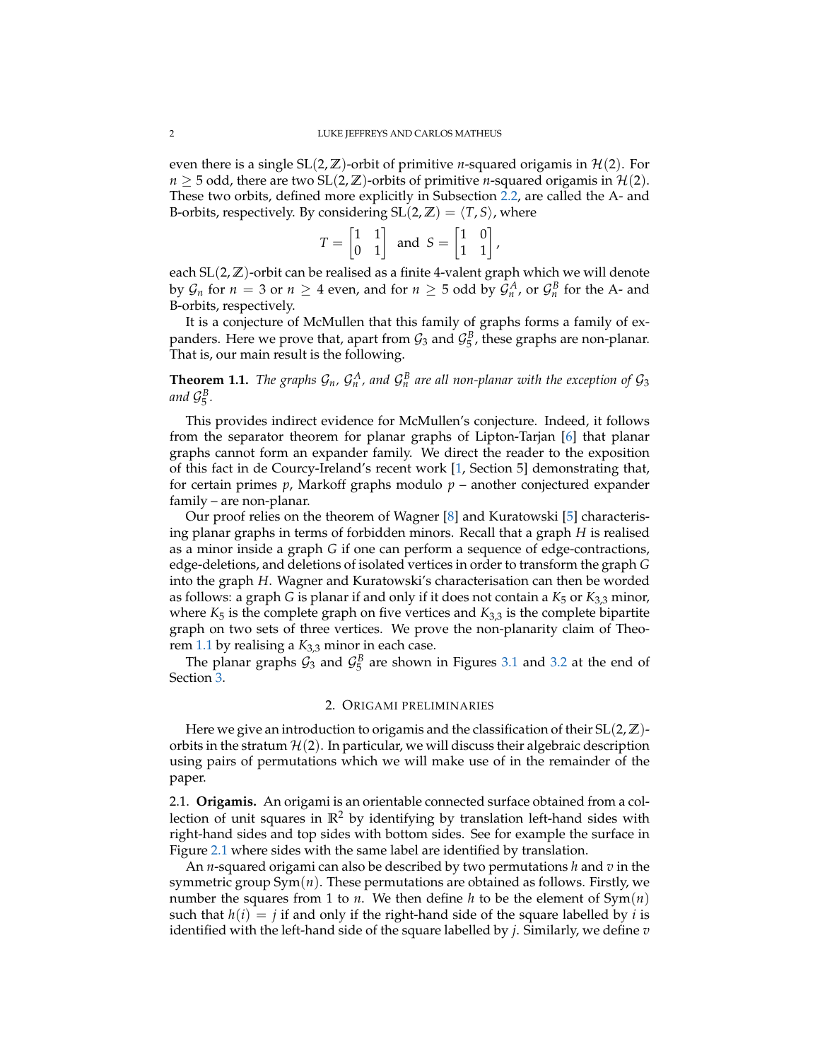even there is a single $\mathrm{SL}(2,\mathbb{Z})$-orbit of primitive $n$-squared origamis in $\mathcal{H}(2)$. For $n \geq 5$ odd, there are two $\mathrm{SL}(2,\mathbb{Z})$-orbits of primitive $n$-squared origamis in $\mathcal{H}(2)$. These two orbits, defined more explicitly in Subsection 2.2, are called the A- and B-orbits, respectively. By considering $\mathrm{SL}(2,\mathbb{Z}) = \langle T, S \rangle$, where

$$T = \begin{bmatrix} 1 & 1 \\ 0 & 1 \end{bmatrix} \text{ and } S = \begin{bmatrix} 1 & 0 \\ 1 & 1 \end{bmatrix},$$

each $\mathrm{SL}(2,\mathbb{Z})$-orbit can be realised as a finite 4-valent graph which we will denote by $\mathcal{G}_n$ for $n = 3$ or $n \geq 4$ even, and for $n \geq 5$ odd by $\mathcal{G}_n^A$, or $\mathcal{G}_n^B$ for the A- and B-orbits, respectively.

It is a conjecture of McMullen that this family of graphs forms a family of expanders. Here we prove that, apart from $\mathcal{G}_3$ and $\mathcal{G}_5^B$, these graphs are non-planar. That is, our main result is the following.

**Theorem 1.1.** *The graphs $\mathcal{G}_n$, $\mathcal{G}_n^A$, and $\mathcal{G}_n^B$ are all non-planar with the exception of $\mathcal{G}_3$ and $\mathcal{G}_5^B$.*

This provides indirect evidence for McMullen's conjecture. Indeed, it follows from the separator theorem for planar graphs of Lipton-Tarjan [6] that planar graphs cannot form an expander family. We direct the reader to the exposition of this fact in de Courcy-Ireland's recent work [1, Section 5] demonstrating that, for certain primes $p$, Markoff graphs modulo $p$ – another conjectured expander family – are non-planar.

Our proof relies on the theorem of Wagner [8] and Kuratowski [5] characterising planar graphs in terms of forbidden minors. Recall that a graph $H$ is realised as a minor inside a graph $G$ if one can perform a sequence of edge-contractions, edge-deletions, and deletions of isolated vertices in order to transform the graph $G$ into the graph $H$. Wagner and Kuratowski's characterisation can then be worded as follows: a graph $G$ is planar if and only if it does not contain a $K_5$ or $K_{3,3}$ minor, where $K_5$ is the complete graph on five vertices and $K_{3,3}$ is the complete bipartite graph on two sets of three vertices. We prove the non-planarity claim of Theorem 1.1 by realising a $K_{3,3}$ minor in each case.

The planar graphs $\mathcal{G}_3$ and $\mathcal{G}_5^B$ are shown in Figures 3.1 and 3.2 at the end of Section 3.

## 2. Origami preliminaries

Here we give an introduction to origamis and the classification of their $\mathrm{SL}(2,\mathbb{Z})$-orbits in the stratum $\mathcal{H}(2)$. In particular, we will discuss their algebraic description using pairs of permutations which we will make use of in the remainder of the paper.

2.1. **Origamis.** An origami is an orientable connected surface obtained from a collection of unit squares in $\mathbb{R}^2$ by identifying by translation left-hand sides with right-hand sides and top sides with bottom sides. See for example the surface in Figure 2.1 where sides with the same label are identified by translation.

An $n$-squared origami can also be described by two permutations $h$ and $v$ in the symmetric group $\mathrm{Sym}(n)$. These permutations are obtained as follows. Firstly, we number the squares from 1 to $n$. We then define $h$ to be the element of $\mathrm{Sym}(n)$ such that $h(i) = j$ if and only if the right-hand side of the square labelled by $i$ is identified with the left-hand side of the square labelled by $j$. Similarly, we define $v$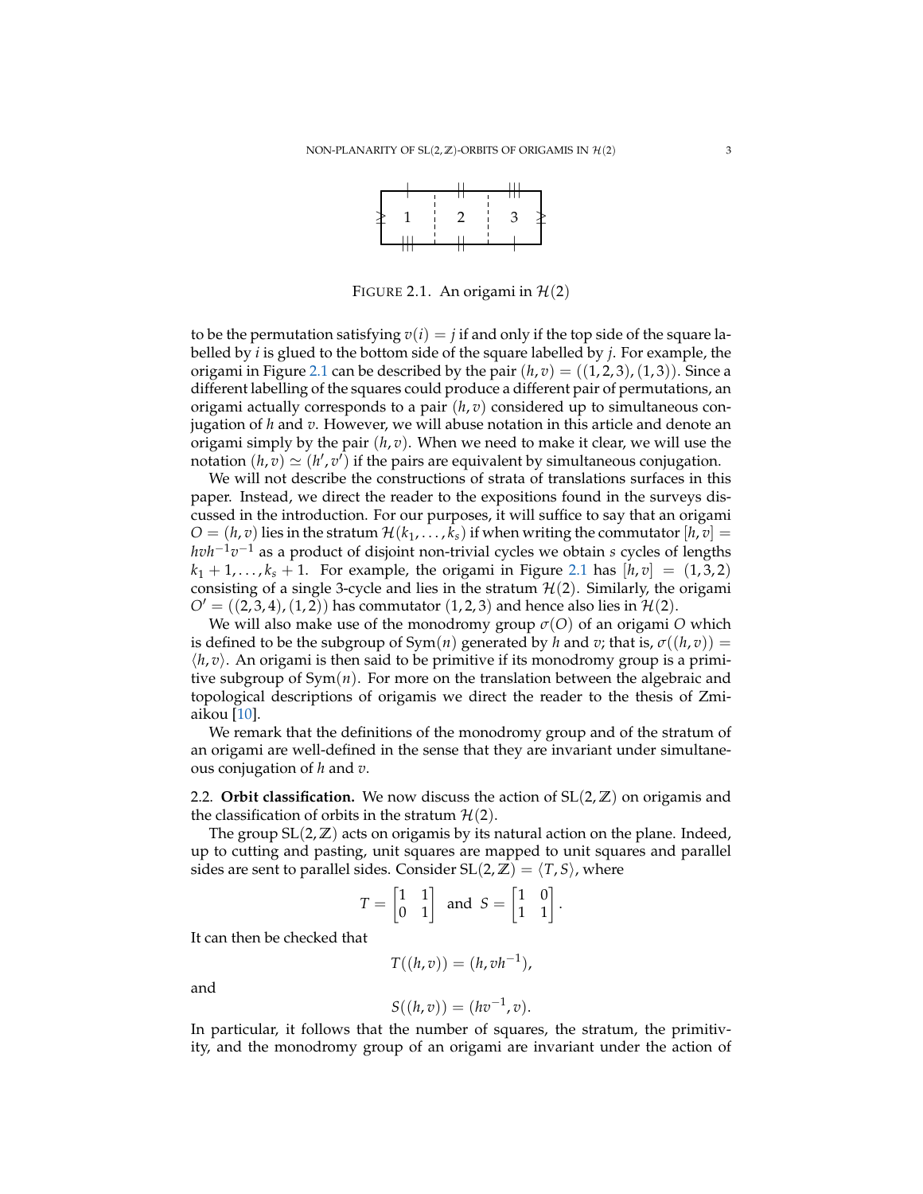FIGURE 2.1. An origami in $\mathcal{H}(2)$

to be the permutation satisfying $v(i) = j$ if and only if the top side of the square labelled by $i$ is glued to the bottom side of the square labelled by $j$. For example, the origami in Figure 2.1 can be described by the pair $(h, v) = ((1, 2, 3), (1, 3))$. Since a different labelling of the squares could produce a different pair of permutations, an origami actually corresponds to a pair $(h, v)$ considered up to simultaneous conjugation of $h$ and $v$. However, we will abuse notation in this article and denote an origami simply by the pair $(h, v)$. When we need to make it clear, we will use the notation $(h, v) \simeq (h', v')$ if the pairs are equivalent by simultaneous conjugation.

We will not describe the constructions of strata of translations surfaces in this paper. Instead, we direct the reader to the expositions found in the surveys discussed in the introduction. For our purposes, it will suffice to say that an origami $O = (h, v)$ lies in the stratum $\mathcal{H}(k_1, \ldots, k_s)$ if when writing the commutator $[h, v] = hvh^{-1}v^{-1}$ as a product of disjoint non-trivial cycles we obtain $s$ cycles of lengths $k_1 + 1, \ldots, k_s + 1$. For example, the origami in Figure 2.1 has $[h, v] = (1, 3, 2)$ consisting of a single 3-cycle and lies in the stratum $\mathcal{H}(2)$. Similarly, the origami $O' = ((2, 3, 4), (1, 2))$ has commutator $(1, 2, 3)$ and hence also lies in $\mathcal{H}(2)$.

We will also make use of the monodromy group $\sigma(O)$ of an origami $O$ which is defined to be the subgroup of $\mathrm{Sym}(n)$ generated by $h$ and $v$; that is, $\sigma((h, v)) = \langle h, v \rangle$. An origami is then said to be primitive if its monodromy group is a primitive subgroup of $\mathrm{Sym}(n)$. For more on the translation between the algebraic and topological descriptions of origamis we direct the reader to the thesis of Zmiaikou [10].

We remark that the definitions of the monodromy group and of the stratum of an origami are well-defined in the sense that they are invariant under simultaneous conjugation of $h$ and $v$.

2.2. **Orbit classification.** We now discuss the action of $\mathrm{SL}(2, \mathbb{Z})$ on origamis and the classification of orbits in the stratum $\mathcal{H}(2)$.

The group $\mathrm{SL}(2, \mathbb{Z})$ acts on origamis by its natural action on the plane. Indeed, up to cutting and pasting, unit squares are mapped to unit squares and parallel sides are sent to parallel sides. Consider $\mathrm{SL}(2, \mathbb{Z}) = \langle T, S \rangle$, where

$$T = \begin{bmatrix} 1 & 1 \\ 0 & 1 \end{bmatrix} \text{ and } S = \begin{bmatrix} 1 & 0 \\ 1 & 1 \end{bmatrix}.$$

It can then be checked that

$$T((h, v)) = (h, vh^{-1}),$$

and

$$S((h, v)) = (hv^{-1}, v).$$

In particular, it follows that the number of squares, the stratum, the primitivity, and the monodromy group of an origami are invariant under the action of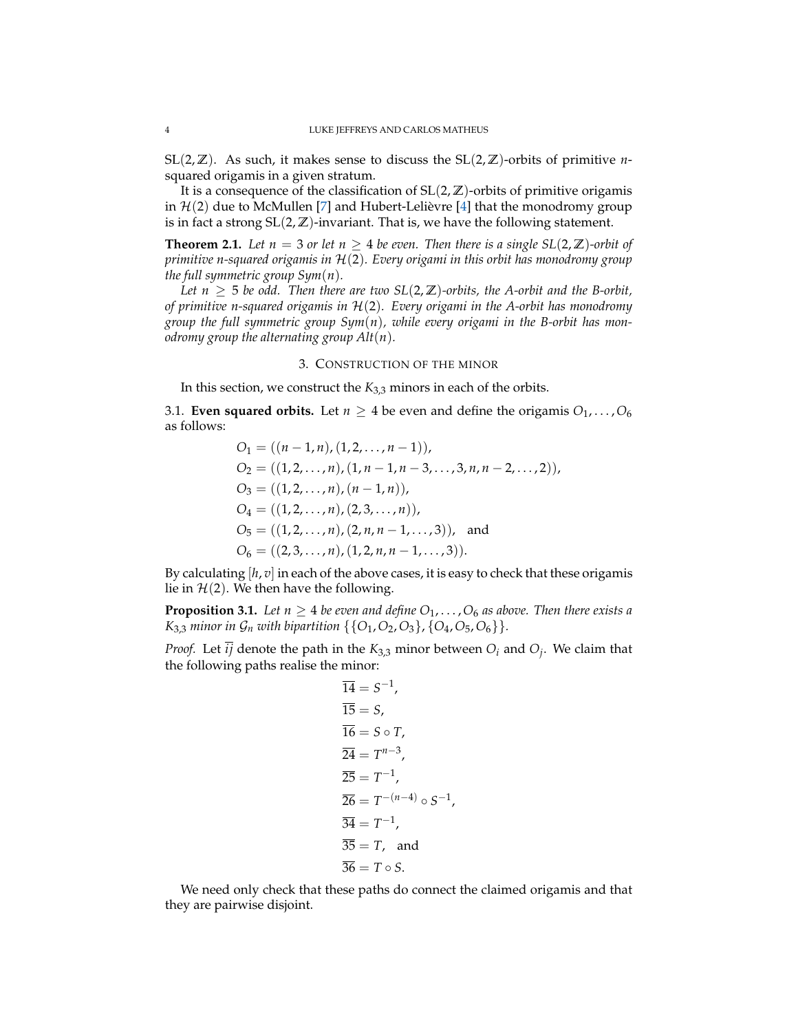$\mathrm{SL}(2,\mathbb{Z})$. As such, it makes sense to discuss the $\mathrm{SL}(2,\mathbb{Z})$-orbits of primitive $n$-squared origamis in a given stratum.

It is a consequence of the classification of $\mathrm{SL}(2,\mathbb{Z})$-orbits of primitive origamis in $\mathcal{H}(2)$ due to McMullen [7] and Hubert-Lelièvre [4] that the monodromy group is in fact a strong $\mathrm{SL}(2,\mathbb{Z})$-invariant. That is, we have the following statement.

**Theorem 2.1.** *Let $n = 3$ or let $n \geq 4$ be even. Then there is a single $SL(2,\mathbb{Z})$-orbit of primitive $n$-squared origamis in $\mathcal{H}(2)$. Every origami in this orbit has monodromy group the full symmetric group $Sym(n)$.*

*Let $n \geq 5$ be odd. Then there are two $SL(2,\mathbb{Z})$-orbits, the A-orbit and the B-orbit, of primitive $n$-squared origamis in $\mathcal{H}(2)$. Every origami in the A-orbit has monodromy group the full symmetric group $Sym(n)$, while every origami in the B-orbit has monodromy group the alternating group $Alt(n)$.*

## 3. Construction of the minor

In this section, we construct the $K_{3,3}$ minors in each of the orbits.

3.1. **Even squared orbits.** Let $n \geq 4$ be even and define the origamis $O_1, \ldots, O_6$ as follows:

$$\begin{aligned}
O_1 &= ((n-1,n),(1,2,\ldots,n-1)),\\
O_2 &= ((1,2,\ldots,n),(1,n-1,n-3,\ldots,3,n,n-2,\ldots,2)),\\
O_3 &= ((1,2,\ldots,n),(n-1,n)),\\
O_4 &= ((1,2,\ldots,n),(2,3,\ldots,n)),\\
O_5 &= ((1,2,\ldots,n),(2,n,n-1,\ldots,3)), \quad \text{and}\\
O_6 &= ((2,3,\ldots,n),(1,2,n,n-1,\ldots,3)).
\end{aligned}$$

By calculating $[h,v]$ in each of the above cases, it is easy to check that these origamis lie in $\mathcal{H}(2)$. We then have the following.

**Proposition 3.1.** *Let $n \geq 4$ be even and define $O_1, \ldots, O_6$ as above. Then there exists a $K_{3,3}$ minor in $\mathcal{G}_n$ with bipartition $\{\{O_1,O_2,O_3\},\{O_4,O_5,O_6\}\}$.*

*Proof.* Let $\overline{ij}$ denote the path in the $K_{3,3}$ minor between $O_i$ and $O_j$. We claim that the following paths realise the minor:

$$\begin{aligned}
\overline{14} &= S^{-1},\\
\overline{15} &= S,\\
\overline{16} &= S \circ T,\\
\overline{24} &= T^{n-3},\\
\overline{25} &= T^{-1},\\
\overline{26} &= T^{-(n-4)} \circ S^{-1},\\
\overline{34} &= T^{-1},\\
\overline{35} &= T, \quad \text{and}\\
\overline{36} &= T \circ S.
\end{aligned}$$

We need only check that these paths do connect the claimed origamis and that they are pairwise disjoint.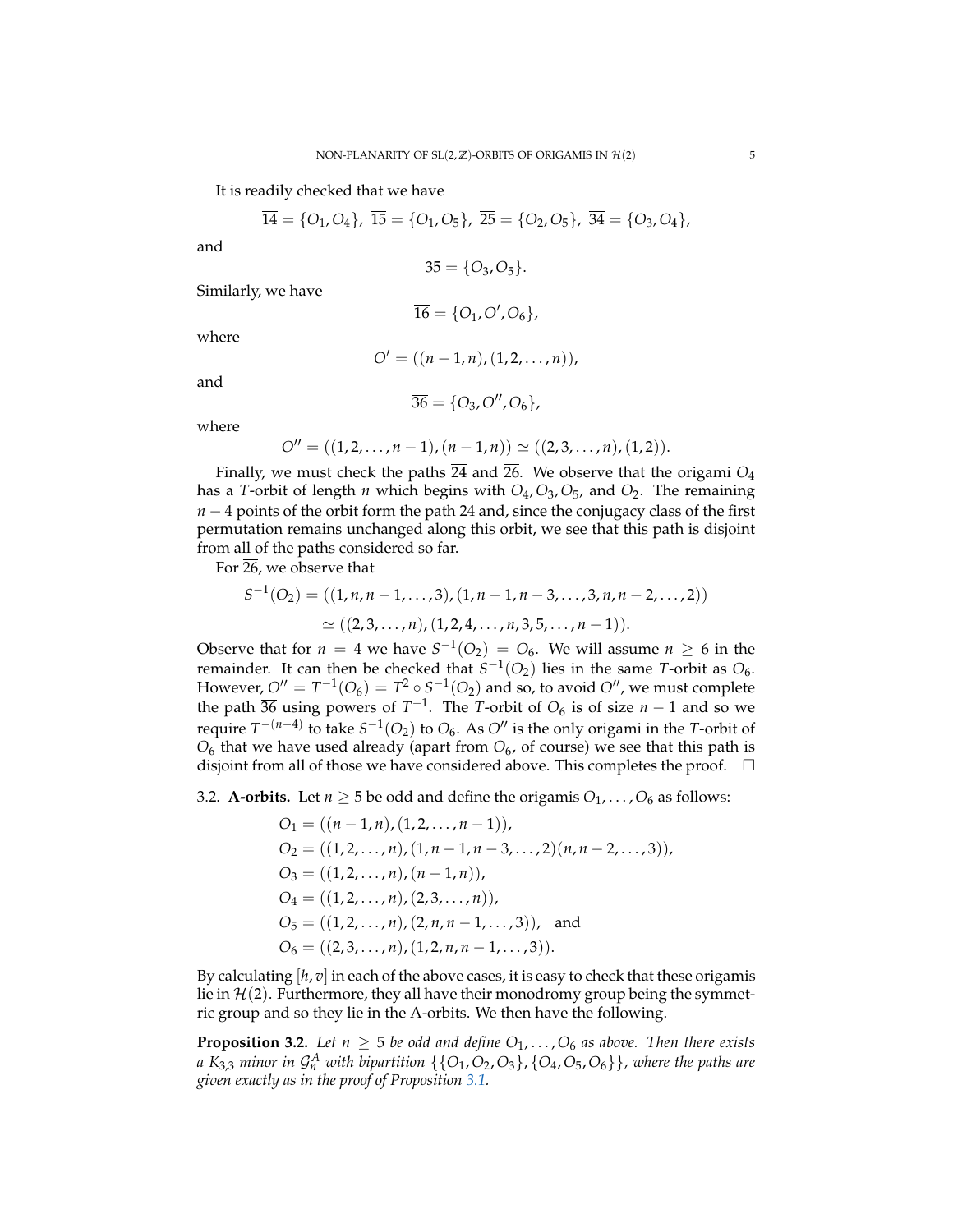It is readily checked that we have

$$\overline{14} = \{O_1, O_4\},\ \overline{15} = \{O_1, O_5\},\ \overline{25} = \{O_2, O_5\},\ \overline{34} = \{O_3, O_4\},$$

and

$$\overline{35} = \{O_3, O_5\}.$$

Similarly, we have

$$\overline{16} = \{O_1, O', O_6\},$$

where

$$O' = ((n-1, n), (1, 2, \ldots, n)),$$

and

$$\overline{36} = \{O_3, O'', O_6\},$$

where

$$O'' = ((1, 2, \ldots, n-1), (n-1, n)) \simeq ((2, 3, \ldots, n), (1, 2)).$$

Finally, we must check the paths $\overline{24}$ and $\overline{26}$. We observe that the origami $O_4$ has a $T$-orbit of length $n$ which begins with $O_4, O_3, O_5$, and $O_2$. The remaining $n-4$ points of the orbit form the path $\overline{24}$ and, since the conjugacy class of the first permutation remains unchanged along this orbit, we see that this path is disjoint from all of the paths considered so far.

For $\overline{26}$, we observe that

$$\begin{aligned} S^{-1}(O_2) &= ((1, n, n-1, \ldots, 3), (1, n-1, n-3, \ldots, 3, n, n-2, \ldots, 2)) \\ &\simeq ((2, 3, \ldots, n), (1, 2, 4, \ldots, n, 3, 5, \ldots, n-1)). \end{aligned}$$

Observe that for $n = 4$ we have $S^{-1}(O_2) = O_6$. We will assume $n \geq 6$ in the remainder. It can then be checked that $S^{-1}(O_2)$ lies in the same $T$-orbit as $O_6$. However, $O'' = T^{-1}(O_6) = T^2 \circ S^{-1}(O_2)$ and so, to avoid $O''$, we must complete the path $\overline{36}$ using powers of $T^{-1}$. The $T$-orbit of $O_6$ is of size $n-1$ and so we require $T^{-(n-4)}$ to take $S^{-1}(O_2)$ to $O_6$. As $O''$ is the only origami in the $T$-orbit of $O_6$ that we have used already (apart from $O_6$, of course) we see that this path is disjoint from all of those we have considered above. This completes the proof. $\square$

### 3.2. A-orbits.

Let $n \geq 5$ be odd and define the origamis $O_1, \ldots, O_6$ as follows:

$$\begin{aligned} O_1 &= ((n-1, n), (1, 2, \ldots, n-1)), \\ O_2 &= ((1, 2, \ldots, n), (1, n-1, n-3, \ldots, 2)(n, n-2, \ldots, 3)), \\ O_3 &= ((1, 2, \ldots, n), (n-1, n)), \\ O_4 &= ((1, 2, \ldots, n), (2, 3, \ldots, n)), \\ O_5 &= ((1, 2, \ldots, n), (2, n, n-1, \ldots, 3)), \quad \text{and} \\ O_6 &= ((2, 3, \ldots, n), (1, 2, n, n-1, \ldots, 3)). \end{aligned}$$

By calculating $[h, v]$ in each of the above cases, it is easy to check that these origamis lie in $\mathcal{H}(2)$. Furthermore, they all have their monodromy group being the symmetric group and so they lie in the A-orbits. We then have the following.

**Proposition 3.2.** *Let $n \geq 5$ be odd and define $O_1, \ldots, O_6$ as above. Then there exists a $K_{3,3}$ minor in $\mathcal{G}_n^A$ with bipartition $\{\{O_1, O_2, O_3\}, \{O_4, O_5, O_6\}\}$, where the paths are given exactly as in the proof of Proposition 3.1.*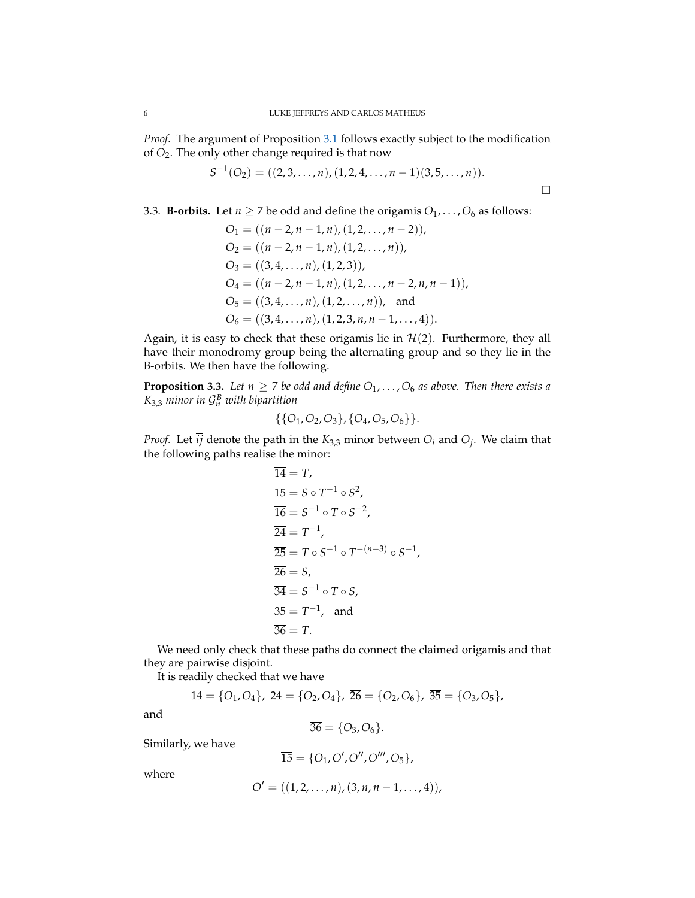*Proof.* The argument of Proposition 3.1 follows exactly subject to the modification of $O_2$. The only other change required is that now

$$S^{-1}(O_2) = ((2, 3, \ldots, n), (1, 2, 4, \ldots, n-1)(3, 5, \ldots, n)).$$

$\square$

3.3. **B-orbits.** Let $n \geq 7$ be odd and define the origamis $O_1, \ldots, O_6$ as follows:

$$\begin{aligned}
O_1 &= ((n-2, n-1, n), (1, 2, \ldots, n-2)), \\
O_2 &= ((n-2, n-1, n), (1, 2, \ldots, n)), \\
O_3 &= ((3, 4, \ldots, n), (1, 2, 3)), \\
O_4 &= ((n-2, n-1, n), (1, 2, \ldots, n-2, n, n-1)), \\
O_5 &= ((3, 4, \ldots, n), (1, 2, \ldots, n)), \quad \text{and} \\
O_6 &= ((3, 4, \ldots, n), (1, 2, 3, n, n-1, \ldots, 4)).
\end{aligned}$$

Again, it is easy to check that these origamis lie in $\mathcal{H}(2)$. Furthermore, they all have their monodromy group being the alternating group and so they lie in the B-orbits. We then have the following.

**Proposition 3.3.** *Let $n \geq 7$ be odd and define $O_1, \ldots, O_6$ as above. Then there exists a $K_{3,3}$ minor in $\mathcal{G}_n^B$ with bipartition*

$$\{\{O_1, O_2, O_3\}, \{O_4, O_5, O_6\}\}.$$

*Proof.* Let $\overline{ij}$ denote the path in the $K_{3,3}$ minor between $O_i$ and $O_j$. We claim that the following paths realise the minor:

$$\begin{aligned}
\overline{14} &= T, \\
\overline{15} &= S \circ T^{-1} \circ S^2, \\
\overline{16} &= S^{-1} \circ T \circ S^{-2}, \\
\overline{24} &= T^{-1}, \\
\overline{25} &= T \circ S^{-1} \circ T^{-(n-3)} \circ S^{-1}, \\
\overline{26} &= S, \\
\overline{34} &= S^{-1} \circ T \circ S, \\
\overline{35} &= T^{-1}, \quad \text{and} \\
\overline{36} &= T.
\end{aligned}$$

We need only check that these paths do connect the claimed origamis and that they are pairwise disjoint.

It is readily checked that we have

$$\overline{14} = \{O_1, O_4\},\ \overline{24} = \{O_2, O_4\},\ \overline{26} = \{O_2, O_6\},\ \overline{35} = \{O_3, O_5\},$$

and

$$\overline{36} = \{O_3, O_6\}.$$

Similarly, we have

$$\overline{15} = \{O_1, O', O'', O''', O_5\},$$

where

$$O' = ((1, 2, \ldots, n), (3, n, n-1, \ldots, 4)),$$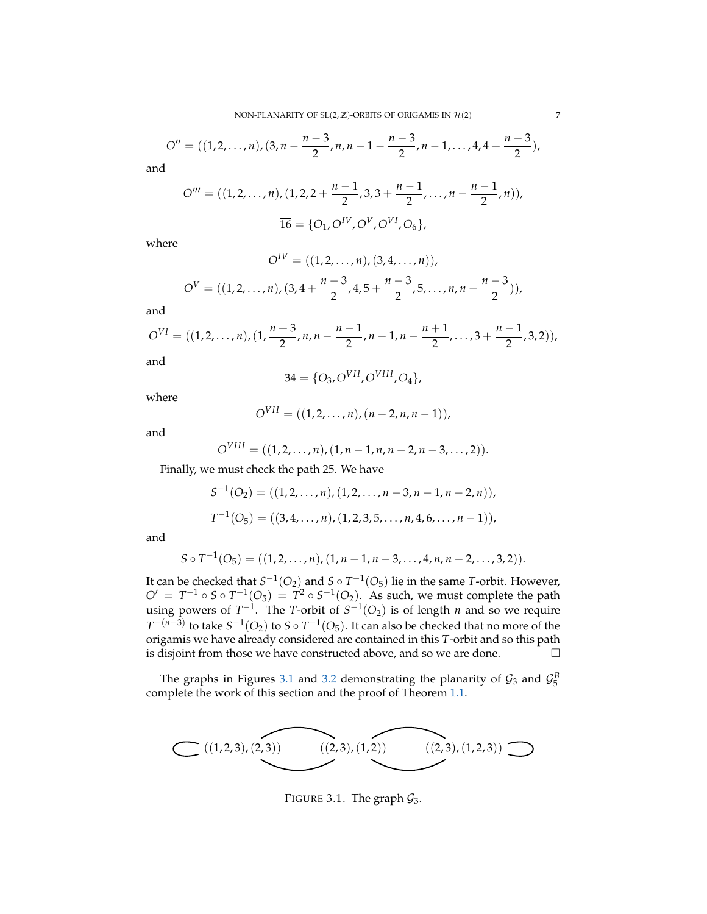$$O'' = ((1,2,\ldots,n),(3,n-\frac{n-3}{2},n,n-1-\frac{n-3}{2},n-1,\ldots,4,4+\frac{n-3}{2}),$$

and

$$O''' = ((1,2,\ldots,n),(1,2,2+\frac{n-1}{2},3,3+\frac{n-1}{2},\ldots,n-\frac{n-1}{2},n)),$$

$$\overline{16} = \{O_1, O^{IV}, O^V, O^{VI}, O_6\},$$

where

$$O^{IV} = ((1,2,\ldots,n),(3,4,\ldots,n)),$$

$$O^V = ((1,2,\ldots,n),(3,4+\frac{n-3}{2},4,5+\frac{n-3}{2},5,\ldots,n,n-\frac{n-3}{2})),$$

and

$$O^{VI} = ((1,2,\ldots,n),(1,\frac{n+3}{2},n,n-\frac{n-1}{2},n-1,n-\frac{n+1}{2},\ldots,3+\frac{n-1}{2},3,2)),$$

and

$$\overline{34} = \{O_3, O^{VII}, O^{VIII}, O_4\},$$

where

$$O^{VII} = ((1,2,\ldots,n),(n-2,n,n-1)),$$

and

$$O^{VIII} = ((1,2,\ldots,n),(1,n-1,n,n-2,n-3,\ldots,2)).$$

Finally, we must check the path $\overline{25}$. We have

$$S^{-1}(O_2) = ((1,2,\ldots,n),(1,2,\ldots,n-3,n-1,n-2,n)),$$

$$T^{-1}(O_5) = ((3,4,\ldots,n),(1,2,3,5,\ldots,n,4,6,\ldots,n-1)),$$

and

$$S \circ T^{-1}(O_5) = ((1,2,\ldots,n),(1,n-1,n-3,\ldots,4,n,n-2,\ldots,3,2)).$$

It can be checked that $S^{-1}(O_2)$ and $S \circ T^{-1}(O_5)$ lie in the same $T$-orbit. However, $O' = T^{-1} \circ S \circ T^{-1}(O_5) = T^2 \circ S^{-1}(O_2)$. As such, we must complete the path using powers of $T^{-1}$. The $T$-orbit of $S^{-1}(O_2)$ is of length $n$ and so we require $T^{-(n-3)}$ to take $S^{-1}(O_2)$ to $S \circ T^{-1}(O_5)$. It can also be checked that no more of the origamis we have already considered are contained in this $T$-orbit and so this path is disjoint from those we have constructed above, and so we are done. □

The graphs in Figures 3.1 and 3.2 demonstrating the planarity of $\mathcal{G}_3$ and $\mathcal{G}_5^B$ complete the work of this section and the proof of Theorem 1.1.

$((1,2,3),(2,3))$ $\quad$ $((2,3),(1,2))$ $\quad$ $((2,3),(1,2,3))$

FIGURE 3.1. The graph $\mathcal{G}_3$.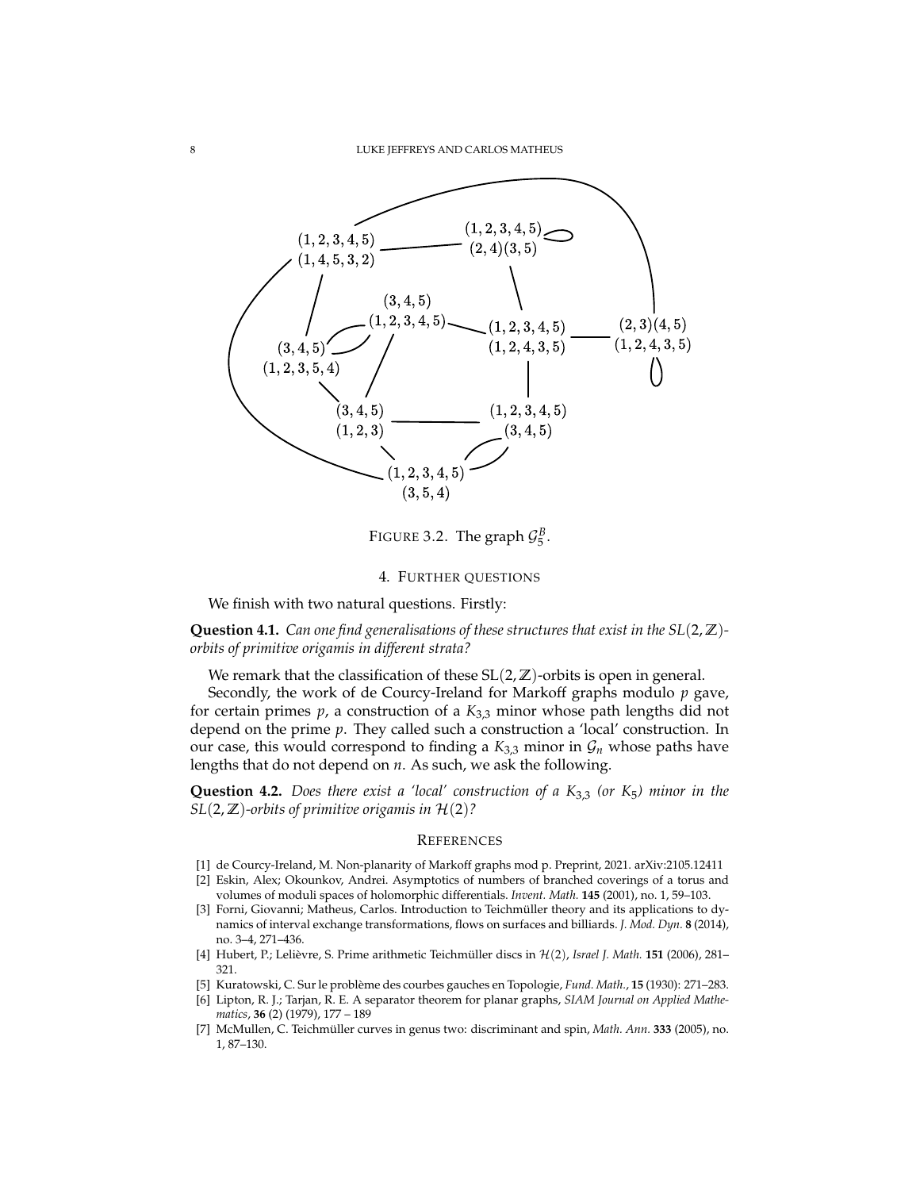FIGURE 3.2. The graph $\mathcal{G}_5^B$.

## 4. Further questions

We finish with two natural questions. Firstly:

**Question 4.1.** *Can one find generalisations of these structures that exist in the $SL(2,\mathbb{Z})$-orbits of primitive origamis in different strata?*

We remark that the classification of these $\mathrm{SL}(2,\mathbb{Z})$-orbits is open in general.

Secondly, the work of de Courcy-Ireland for Markoff graphs modulo $p$ gave, for certain primes $p$, a construction of a $K_{3,3}$ minor whose path lengths did not depend on the prime $p$. They called such a construction a 'local' construction. In our case, this would correspond to finding a $K_{3,3}$ minor in $\mathcal{G}_n$ whose paths have lengths that do not depend on $n$. As such, we ask the following.

**Question 4.2.** *Does there exist a 'local' construction of a $K_{3,3}$ (or $K_5$) minor in the $SL(2,\mathbb{Z})$-orbits of primitive origamis in $\mathcal{H}(2)$?*

## References

[1] de Courcy-Ireland, M. Non-planarity of Markoff graphs mod p. Preprint, 2021. arXiv:2105.12411

[2] Eskin, Alex; Okounkov, Andrei. Asymptotics of numbers of branched coverings of a torus and volumes of moduli spaces of holomorphic differentials. *Invent. Math.* **145** (2001), no. 1, 59–103.

[3] Forni, Giovanni; Matheus, Carlos. Introduction to Teichmüller theory and its applications to dynamics of interval exchange transformations, flows on surfaces and billiards. *J. Mod. Dyn.* **8** (2014), no. 3–4, 271–436.

[4] Hubert, P.; Lelièvre, S. Prime arithmetic Teichmüller discs in $\mathcal{H}(2)$, *Israel J. Math.* **151** (2006), 281–321.

[5] Kuratowski, C. Sur le problème des courbes gauches en Topologie, *Fund. Math.*, **15** (1930): 271–283.

[6] Lipton, R. J.; Tarjan, R. E. A separator theorem for planar graphs, *SIAM Journal on Applied Mathematics*, **36** (2) (1979), 177 – 189

[7] McMullen, C. Teichmüller curves in genus two: discriminant and spin, *Math. Ann.* **333** (2005), no. 1, 87–130.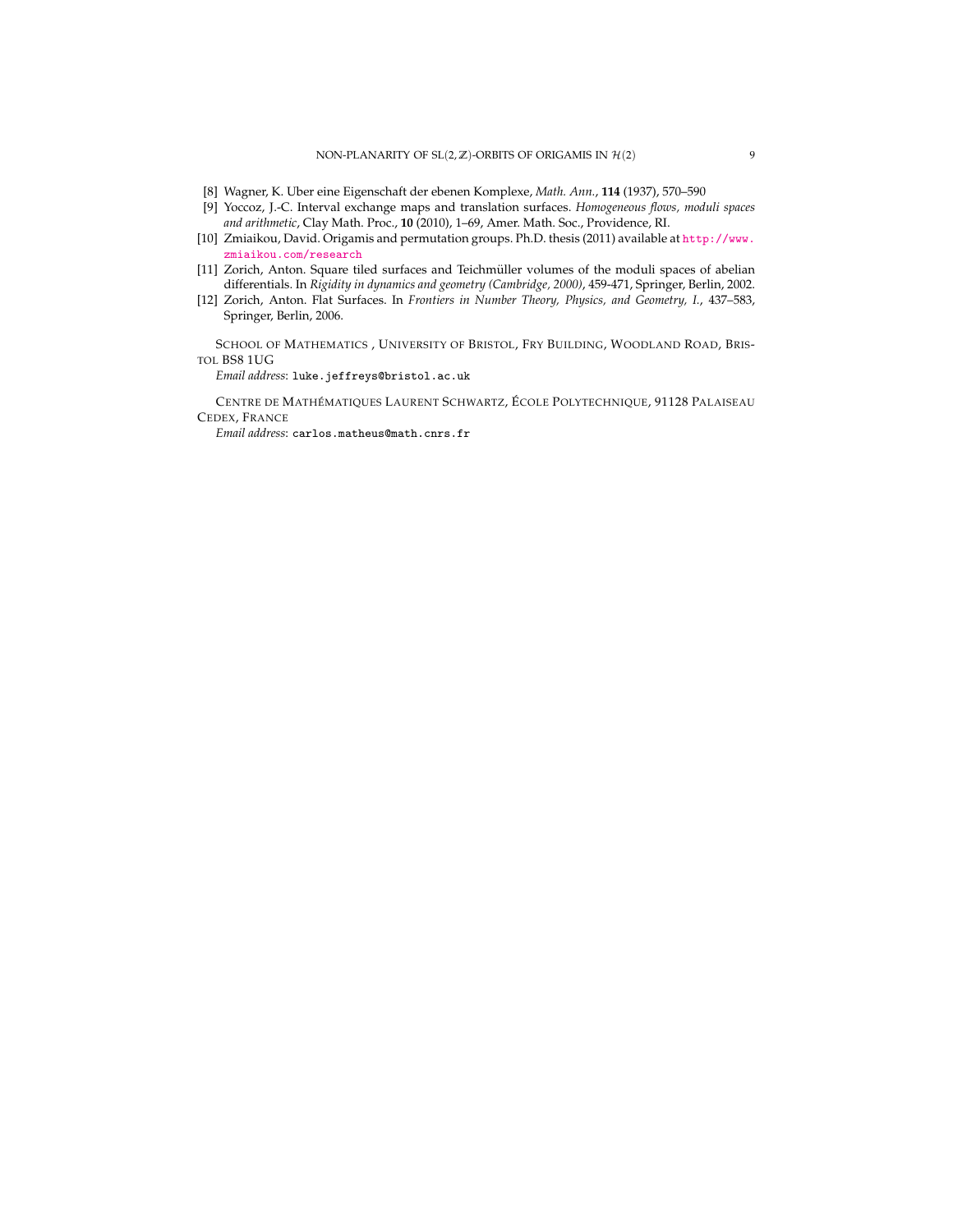[8] Wagner, K. Uber eine Eigenschaft der ebenen Komplexe, *Math. Ann.*, **114** (1937), 570–590

[9] Yoccoz, J.-C. Interval exchange maps and translation surfaces. *Homogeneous flows, moduli spaces and arithmetic*, Clay Math. Proc., **10** (2010), 1–69, Amer. Math. Soc., Providence, RI.

[10] Zmiaikou, David. Origamis and permutation groups. Ph.D. thesis (2011) available at http://www.zmiaikou.com/research

[11] Zorich, Anton. Square tiled surfaces and Teichmüller volumes of the moduli spaces of abelian differentials. In *Rigidity in dynamics and geometry (Cambridge, 2000)*, 459-471, Springer, Berlin, 2002.

[12] Zorich, Anton. Flat Surfaces. In *Frontiers in Number Theory, Physics, and Geometry, I.*, 437–583, Springer, Berlin, 2006.

School of Mathematics , University of Bristol, Fry Building, Woodland Road, Bristol BS8 1UG

*Email address*: luke.jeffreys@bristol.ac.uk

Centre de Mathématiques Laurent Schwartz, École Polytechnique, 91128 Palaiseau Cedex, France

*Email address*: carlos.matheus@math.cnrs.fr